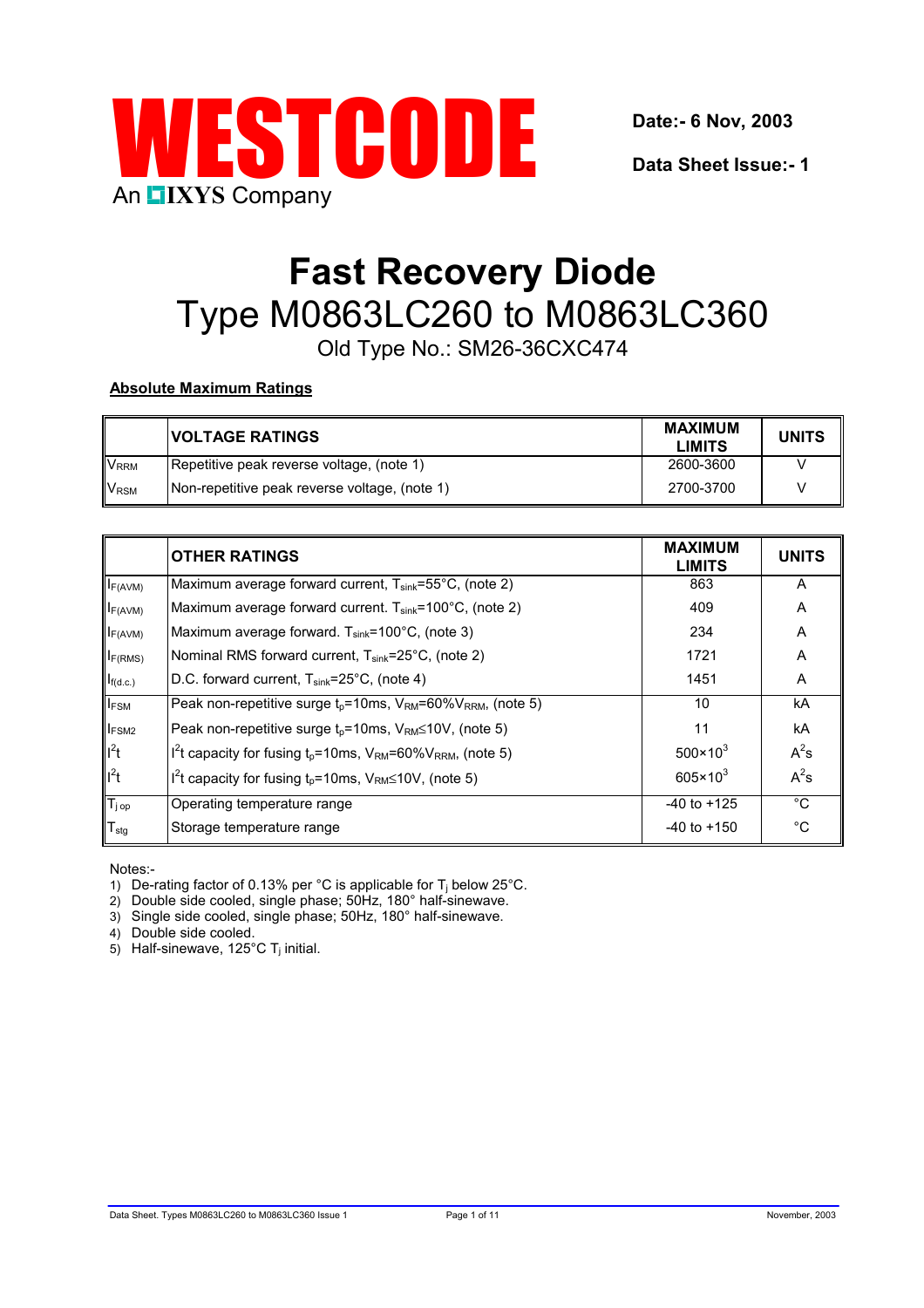# WESTCODE

An IXYS Company

**Date:- 6 Nov, 2003**

**Data Sheet Issue:- 1**

# Fast Recovery Diode

## Type M0863LC260 to M0863LC360

Old Type No.: SM26-36CXC474

**Absolute Maximum Ratings**

| | VOLTAGE RATINGS | MAXIMUM LIMITS | UNITS |
|---|---|---|---|
| $V_{RRM}$ | Repetitive peak reverse voltage, (note 1) | 2600-3600 | V |
| $V_{RSM}$ | Non-repetitive peak reverse voltage, (note 1) | 2700-3700 | V |

| | OTHER RATINGS | MAXIMUM LIMITS | UNITS |
|---|---|---|---|
| $I_{F(AVM)}$ | Maximum average forward current, $T_{sink}$=55°C, (note 2) | 863 | A |
| $I_{F(AVM)}$ | Maximum average forward current. $T_{sink}$=100°C, (note 2) | 409 | A |
| $I_{F(AVM)}$ | Maximum average forward. $T_{sink}$=100°C, (note 3) | 234 | A |
| $I_{F(RMS)}$ | Nominal RMS forward current, $T_{sink}$=25°C, (note 2) | 1721 | A |
| $I_{f(d.c.)}$ | D.C. forward current, $T_{sink}$=25°C, (note 4) | 1451 | A |
| $I_{FSM}$ | Peak non-repetitive surge $t_p$=10ms, $V_{RM}$=60%$V_{RRM}$, (note 5) | 10 | kA |
| $I_{FSM2}$ | Peak non-repetitive surge $t_p$=10ms, $V_{RM}$≤10V, (note 5) | 11 | kA |
| $I^2t$ | $I^2t$ capacity for fusing $t_p$=10ms, $V_{RM}$=60%$V_{RRM}$, (note 5) | $500 \times 10^3$ | $A^2s$ |
| $I^2t$ | $I^2t$ capacity for fusing $t_p$=10ms, $V_{RM}$≤10V, (note 5) | $605 \times 10^3$ | $A^2s$ |
| $T_{j\,op}$ | Operating temperature range | -40 to +125 | °C |
| $T_{stg}$ | Storage temperature range | -40 to +150 | °C |

Notes:-

1) De-rating factor of 0.13% per °C is applicable for $T_j$ below 25°C.
2) Double side cooled, single phase; 50Hz, 180° half-sinewave.
3) Single side cooled, single phase; 50Hz, 180° half-sinewave.
4) Double side cooled.
5) Half-sinewave, 125°C $T_j$ initial.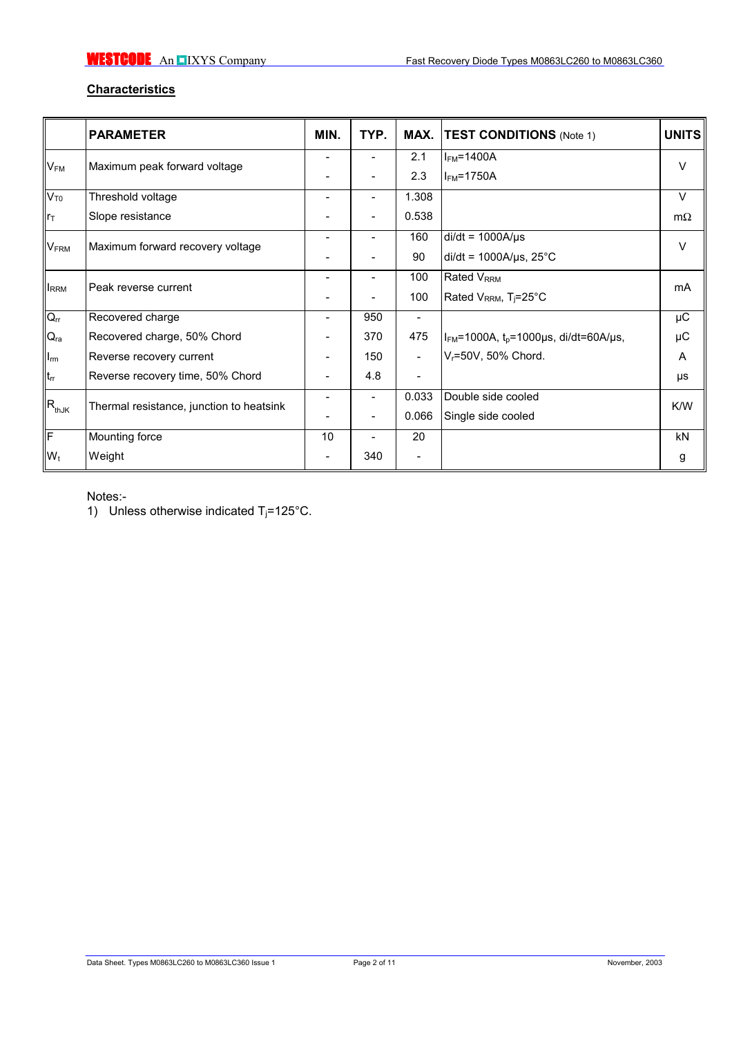## Characteristics

| | PARAMETER | MIN. | TYP. | MAX. | TEST CONDITIONS (Note 1) | UNITS |
|---|---|---|---|---|---|---|
| $V_{FM}$ | Maximum peak forward voltage | - | - | 2.1 | $I_{FM}$=1400A | V |
| | | - | - | 2.3 | $I_{FM}$=1750A | |
| $V_{T0}$ | Threshold voltage | - | - | 1.308 | | V |
| $r_T$ | Slope resistance | - | - | 0.538 | | mΩ |
| $V_{FRM}$ | Maximum forward recovery voltage | - | - | 160 | di/dt = 1000A/µs | V |
| | | - | - | 90 | di/dt = 1000A/µs, 25°C | |
| $I_{RRM}$ | Peak reverse current | - | - | 100 | Rated $V_{RRM}$ | mA |
| | | - | - | 100 | Rated $V_{RRM}$, $T_j$=25°C | |
| $Q_{rr}$ | Recovered charge | - | 950 | - | | µC |
| $Q_{ra}$ | Recovered charge, 50% Chord | - | 370 | 475 | $I_{FM}$=1000A, $t_p$=1000µs, di/dt=60A/µs, | µC |
| $I_{rm}$ | Reverse recovery current | - | 150 | - | $V_r$=50V, 50% Chord. | A |
| $t_{rr}$ | Reverse recovery time, 50% Chord | - | 4.8 | - | | µs |
| $R_{thJK}$ | Thermal resistance, junction to heatsink | - | - | 0.033 | Double side cooled | K/W |
| | | - | - | 0.066 | Single side cooled | |
| F | Mounting force | 10 | - | 20 | | kN |
| $W_t$ | Weight | - | 340 | - | | g |

Notes:-

1) Unless otherwise indicated $T_j$=125°C.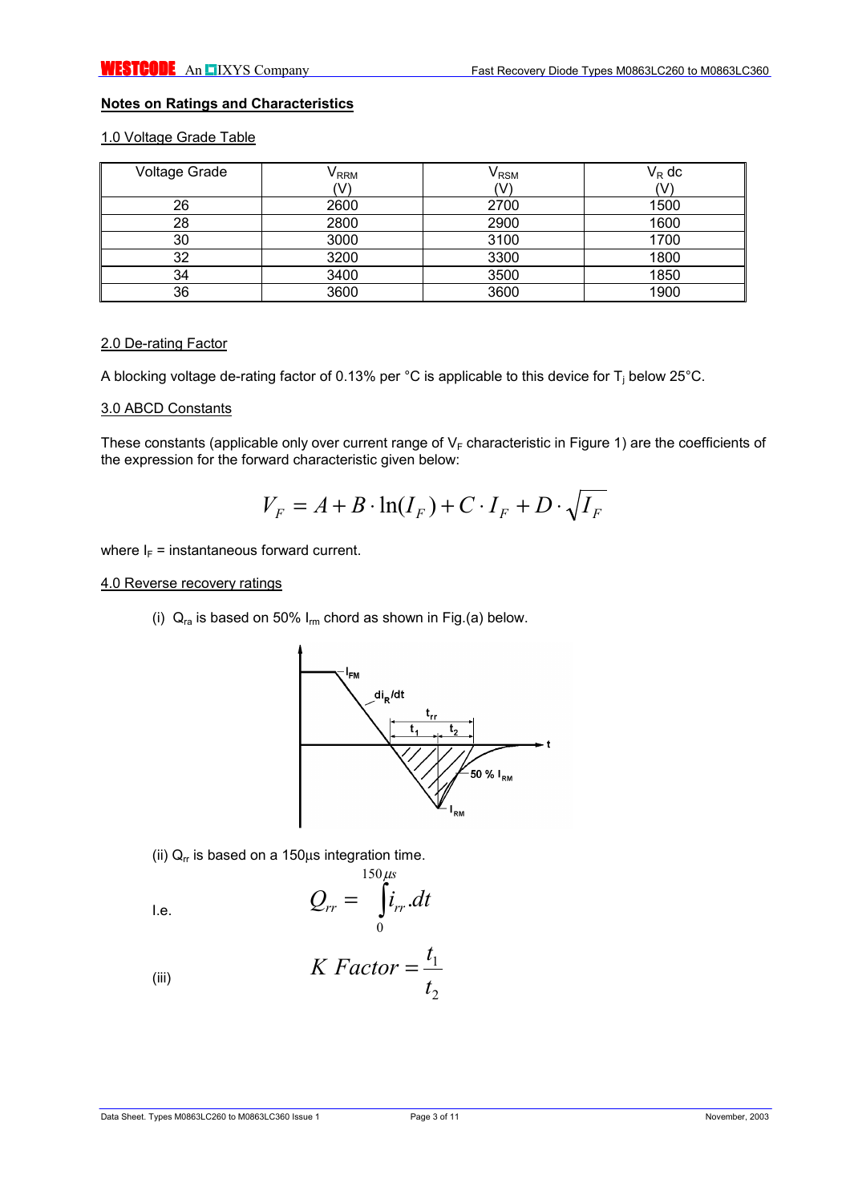## Notes on Ratings and Characteristics

### 1.0 Voltage Grade Table

| Voltage Grade | $V_{RRM}$ (V) | $V_{RSM}$ (V) | $V_R$ dc (V) |
|---|---|---|---|
| 26 | 2600 | 2700 | 1500 |
| 28 | 2800 | 2900 | 1600 |
| 30 | 3000 | 3100 | 1700 |
| 32 | 3200 | 3300 | 1800 |
| 34 | 3400 | 3500 | 1850 |
| 36 | 3600 | 3600 | 1900 |

### 2.0 De-rating Factor

A blocking voltage de-rating factor of 0.13% per °C is applicable to this device for $T_j$ below 25°C.

### 3.0 ABCD Constants

These constants (applicable only over current range of $V_F$ characteristic in Figure 1) are the coefficients of the expression for the forward characteristic given below:

$$V_F = A + B \cdot \ln(I_F) + C \cdot I_F + D \cdot \sqrt{I_F}$$

where $I_F$ = instantaneous forward current.

### 4.0 Reverse recovery ratings

(i) $Q_{ra}$ is based on 50% $I_{rm}$ chord as shown in Fig.(a) below.

(ii) $Q_{rr}$ is based on a 150µs integration time.

I.e.

$$Q_{rr} = \int_0^{150\mu s} i_{rr}.dt$$

(iii)

$$K\ Factor = \frac{t_1}{t_2}$$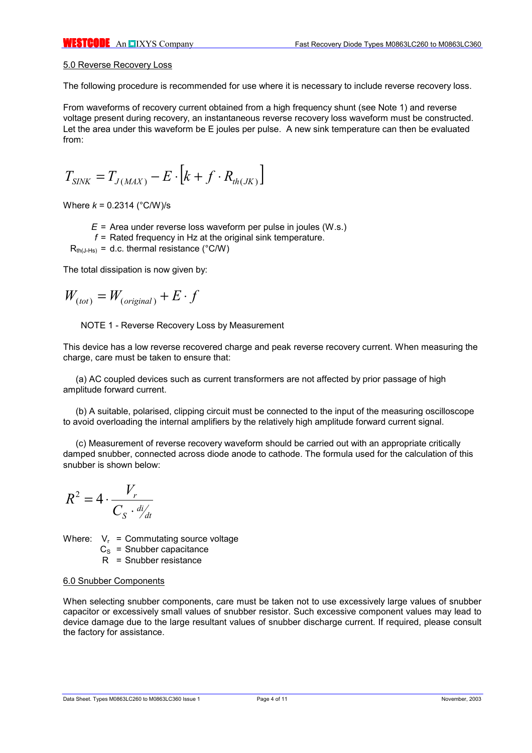## 5.0 Reverse Recovery Loss

The following procedure is recommended for use where it is necessary to include reverse recovery loss.

From waveforms of recovery current obtained from a high frequency shunt (see Note 1) and reverse voltage present during recovery, an instantaneous reverse recovery loss waveform must be constructed. Let the area under this waveform be E joules per pulse. A new sink temperature can then be evaluated from:

$$T_{SINK} = T_{J(MAX)} - E \cdot \left[ k + f \cdot R_{th(JK)} \right]$$

Where $k$ = 0.2314 (°C/W)/s

$E$ = Area under reverse loss waveform per pulse in joules (W.s.)
$f$ = Rated frequency in Hz at the original sink temperature.
$R_{th(J\text{-}Hs)}$ = d.c. thermal resistance (°C/W)

The total dissipation is now given by:

$$W_{(tot)} = W_{(original)} + E \cdot f$$

NOTE 1 - Reverse Recovery Loss by Measurement

This device has a low reverse recovered charge and peak reverse recovery current. When measuring the charge, care must be taken to ensure that:

(a) AC coupled devices such as current transformers are not affected by prior passage of high amplitude forward current.

(b) A suitable, polarised, clipping circuit must be connected to the input of the measuring oscilloscope to avoid overloading the internal amplifiers by the relatively high amplitude forward current signal.

(c) Measurement of reverse recovery waveform should be carried out with an appropriate critically damped snubber, connected across diode anode to cathode. The formula used for the calculation of this snubber is shown below:

$$R^2 = 4 \cdot \frac{V_r}{C_S \cdot di/dt}$$

Where: $V_r$ = Commutating source voltage
$C_S$ = Snubber capacitance
$R$ = Snubber resistance

## 6.0 Snubber Components

When selecting snubber components, care must be taken not to use excessively large values of snubber capacitor or excessively small values of snubber resistor. Such excessive component values may lead to device damage due to the large resultant values of snubber discharge current. If required, please consult the factory for assistance.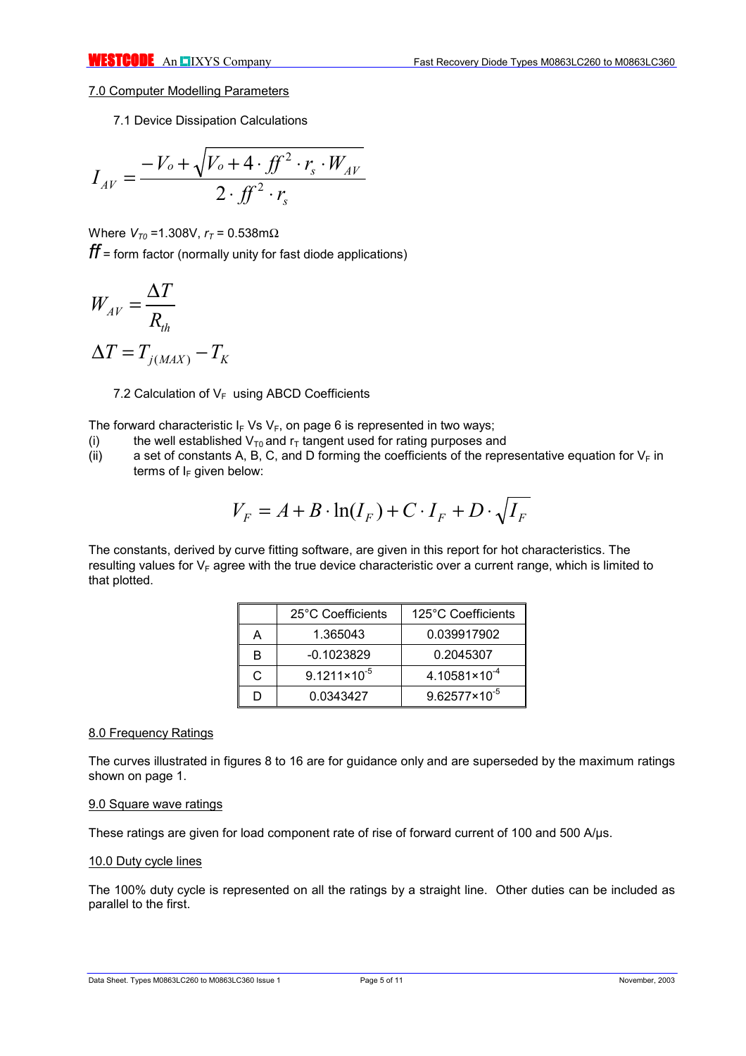## 7.0 Computer Modelling Parameters

### 7.1 Device Dissipation Calculations

$$I_{AV} = \frac{-V_o + \sqrt{V_o + 4 \cdot ff^2 \cdot r_s \cdot W_{AV}}}{2 \cdot ff^2 \cdot r_s}$$

Where $V_{T0}$ =1.308V, $r_T$ = 0.538mΩ

$ff$ = form factor (normally unity for fast diode applications)

$$W_{AV} = \frac{\Delta T}{R_{th}}$$

$$\Delta T = T_{j(MAX)} - T_K$$

### 7.2 Calculation of $V_F$ using ABCD Coefficients

The forward characteristic $I_F$ Vs $V_F$, on page 6 is represented in two ways;

(i) the well established $V_{T0}$ and $r_T$ tangent used for rating purposes and

(ii) a set of constants A, B, C, and D forming the coefficients of the representative equation for $V_F$ in terms of $I_F$ given below:

$$V_F = A + B \cdot \ln(I_F) + C \cdot I_F + D \cdot \sqrt{I_F}$$

The constants, derived by curve fitting software, are given in this report for hot characteristics. The resulting values for $V_F$ agree with the true device characteristic over a current range, which is limited to that plotted.

| | 25°C Coefficients | 125°C Coefficients |
|---|---|---|
| A | 1.365043 | 0.039917902 |
| B | -0.1023829 | 0.2045307 |
| C | $9.1211\times10^{-5}$ | $4.10581\times10^{-4}$ |
| D | 0.0343427 | $9.62577\times10^{-5}$ |

## 8.0 Frequency Ratings

The curves illustrated in figures 8 to 16 are for guidance only and are superseded by the maximum ratings shown on page 1.

## 9.0 Square wave ratings

These ratings are given for load component rate of rise of forward current of 100 and 500 A/µs.

## 10.0 Duty cycle lines

The 100% duty cycle is represented on all the ratings by a straight line. Other duties can be included as parallel to the first.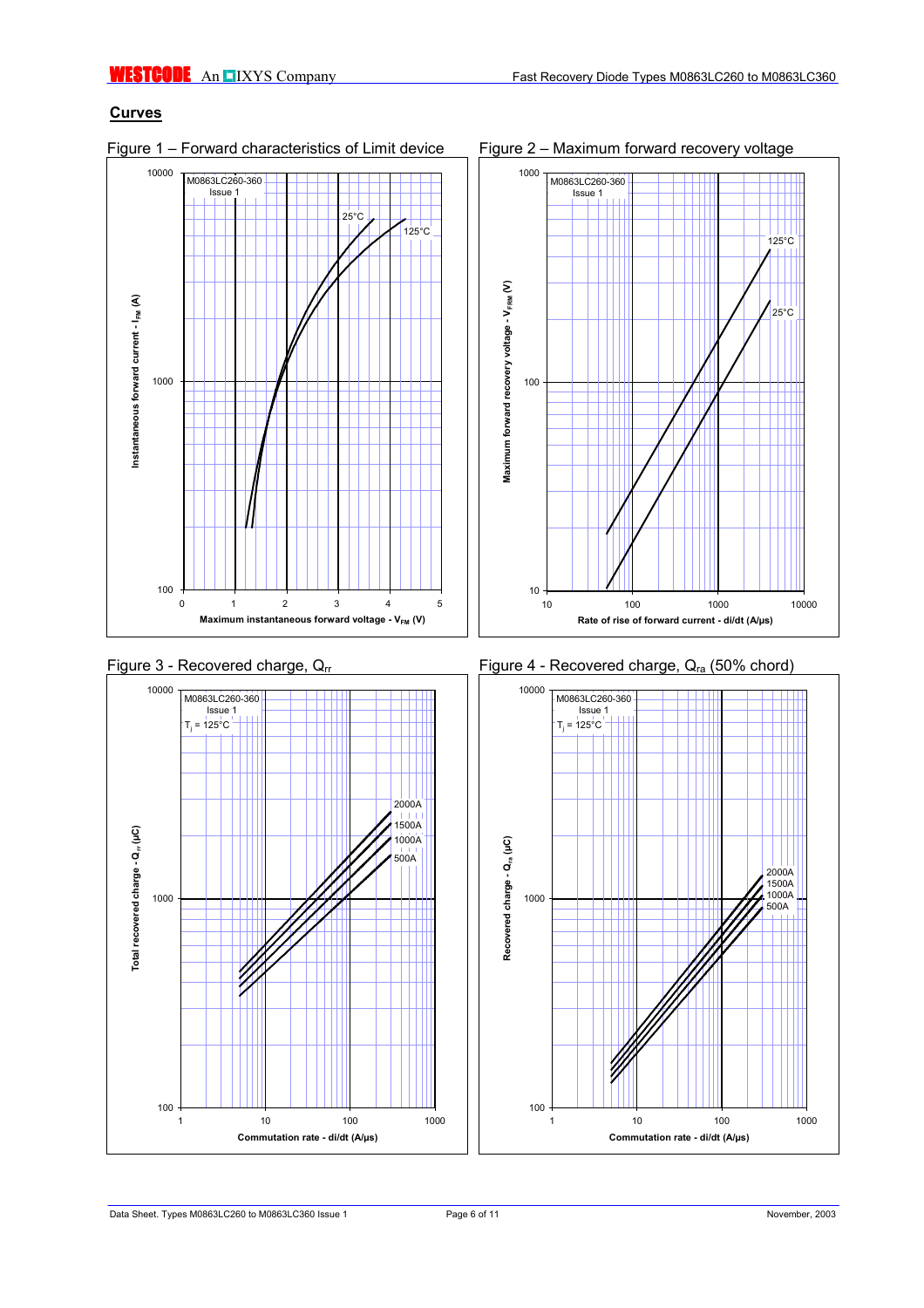## Curves

Figure 1 – Forward characteristics of Limit device

Figure 2 – Maximum forward recovery voltage

Figure 3 - Recovered charge, $Q_{rr}$

Figure 4 - Recovered charge, $Q_{ra}$ (50% chord)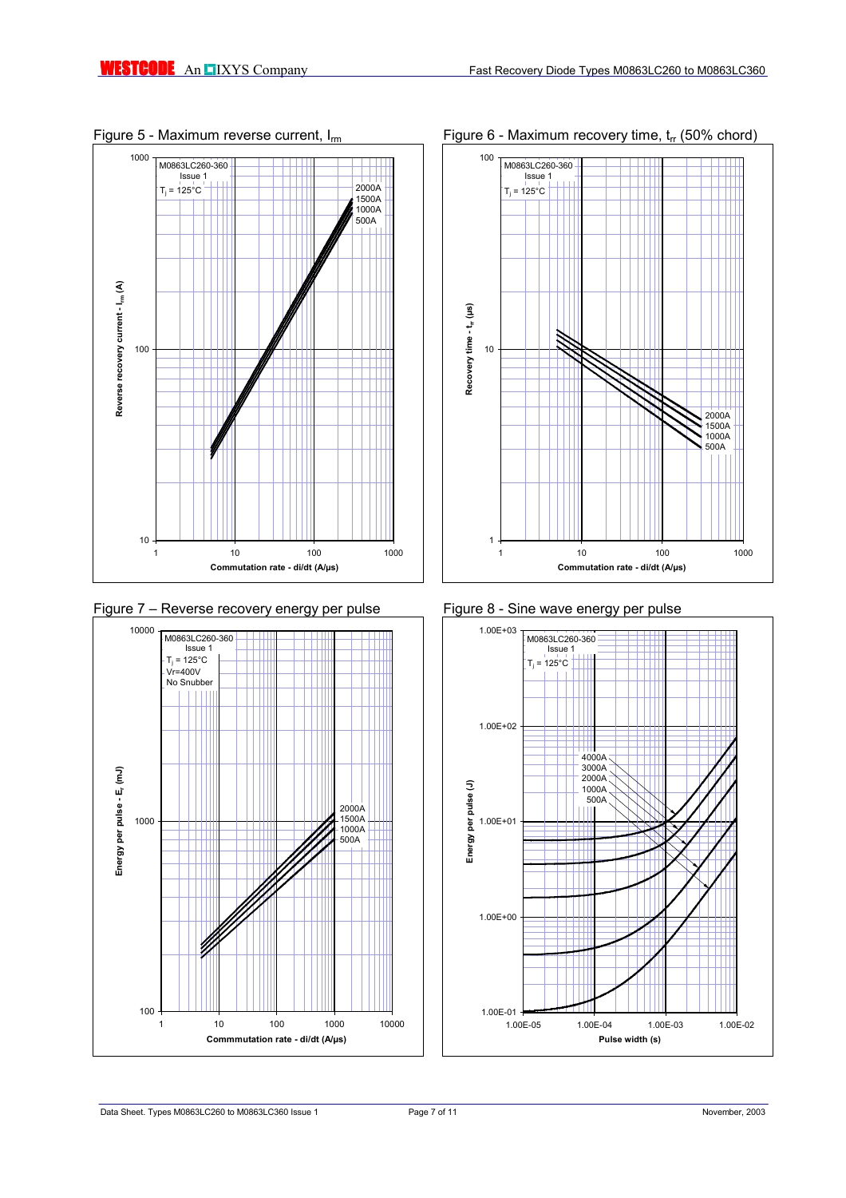Figure 5 - Maximum reverse current, $I_{rm}$

M0863LC260-360
Issue 1
$T_j$ = 125°C

2000A
1500A
1000A
500A

Reverse recovery current - $I_{rm}$ (A)

Commutation rate - di/dt (A/µs)

Figure 6 - Maximum recovery time, $t_{rr}$ (50% chord)

M0863LC260-360
Issue 1
$T_j$ = 125°C

2000A
1500A
1000A
500A

Recovery time - $t_{rr}$ (µs)

Commutation rate - di/dt (A/µs)

Figure 7 – Reverse recovery energy per pulse

M0863LC260-360
Issue 1
$T_j$ = 125°C
Vr=400V
No Snubber

2000A
1500A
1000A
500A

Energy per pulse - $E_r$ (mJ)

Commmutation rate - di/dt (A/µs)

Figure 8 - Sine wave energy per pulse

M0863LC260-360
Issue 1
$T_j$ = 125°C

4000A
3000A
2000A
1000A
500A

Energy per pulse (J)

Pulse width (s)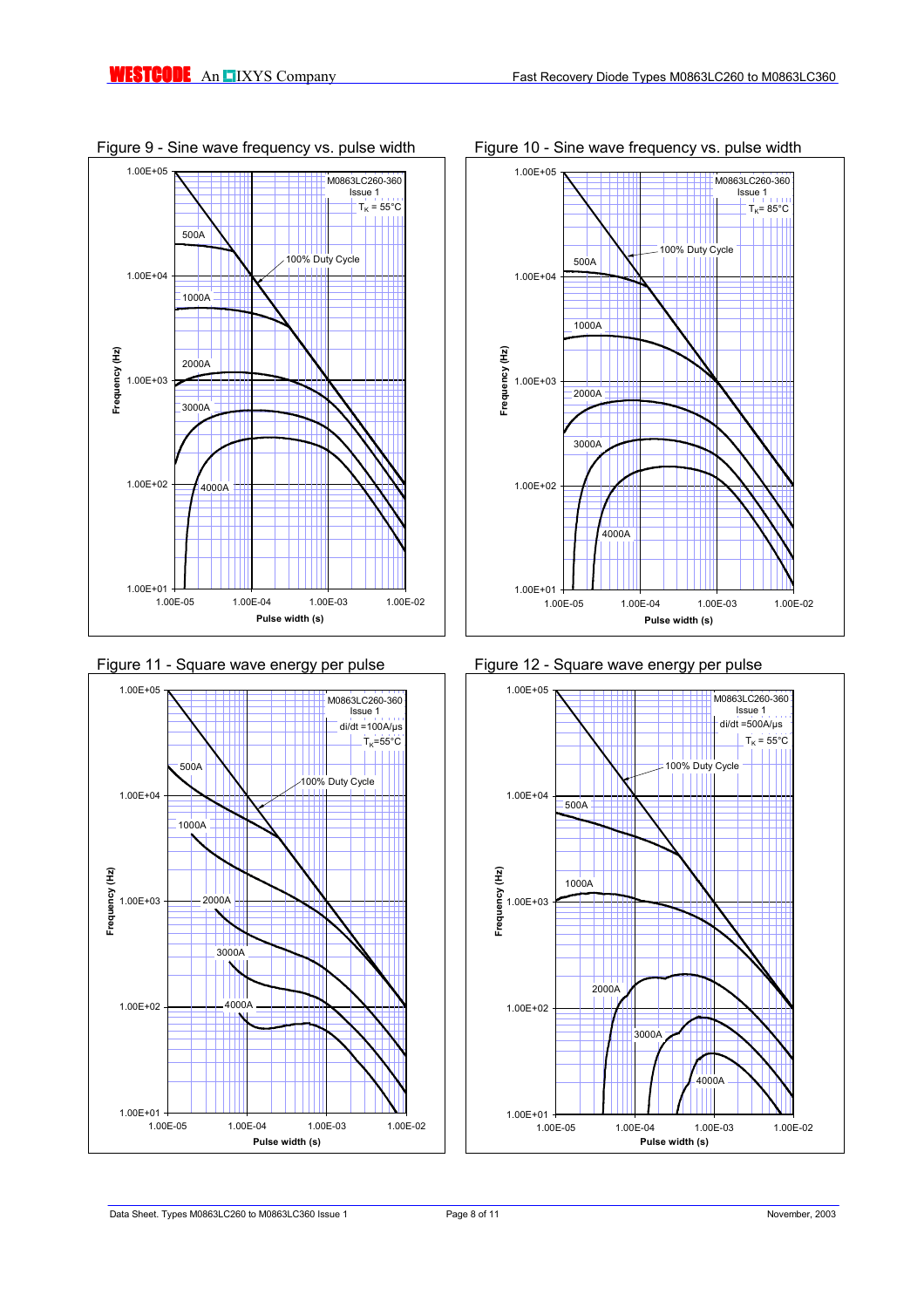Figure 9 - Sine wave frequency vs. pulse width

M0863LC260-360
Issue 1
$T_K = 55°C$

Frequency (Hz)

Pulse width (s)

500A, 1000A, 2000A, 3000A, 4000A, 100% Duty Cycle

Figure 10 - Sine wave frequency vs. pulse width

M0863LC260-360
Issue 1
$T_K = 85°C$

Frequency (Hz)

Pulse width (s)

500A, 1000A, 2000A, 3000A, 4000A, 100% Duty Cycle

Figure 11 - Square wave energy per pulse

M0863LC260-360
Issue 1
di/dt =100A/µs
$T_K = 55°C$

Frequency (Hz)

Pulse width (s)

500A, 1000A, 2000A, 3000A, 4000A, 100% Duty Cycle

Figure 12 - Square wave energy per pulse

M0863LC260-360
Issue 1
di/dt =500A/µs
$T_K = 55°C$

Frequency (Hz)

Pulse width (s)

500A, 1000A, 2000A, 3000A, 4000A, 100% Duty Cycle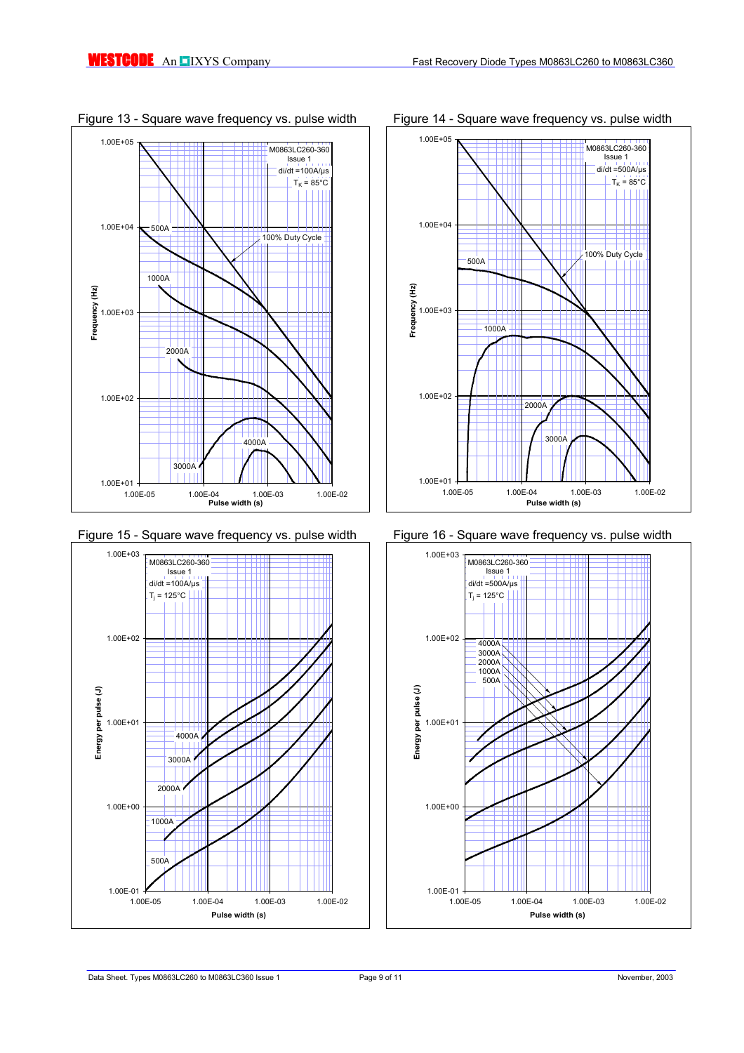Figure 13 - Square wave frequency vs. pulse width

Figure 14 - Square wave frequency vs. pulse width

Figure 15 - Square wave frequency vs. pulse width

Figure 16 - Square wave frequency vs. pulse width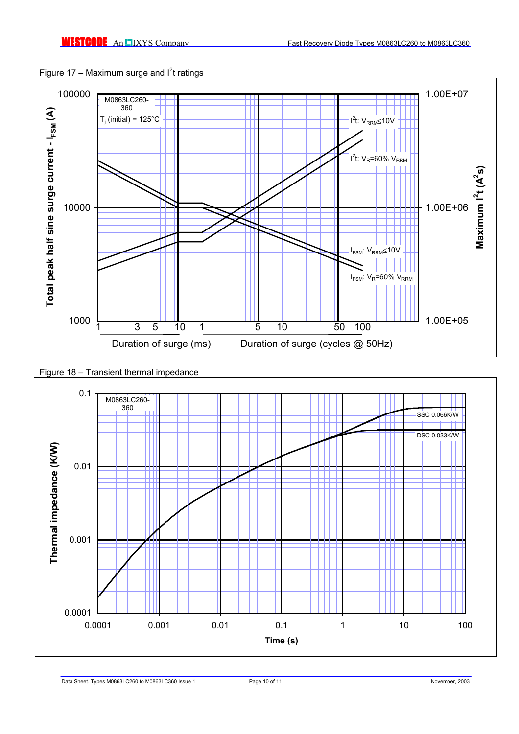Figure 17 – Maximum surge and $I^2t$ ratings

Figure 18 – Transient thermal impedance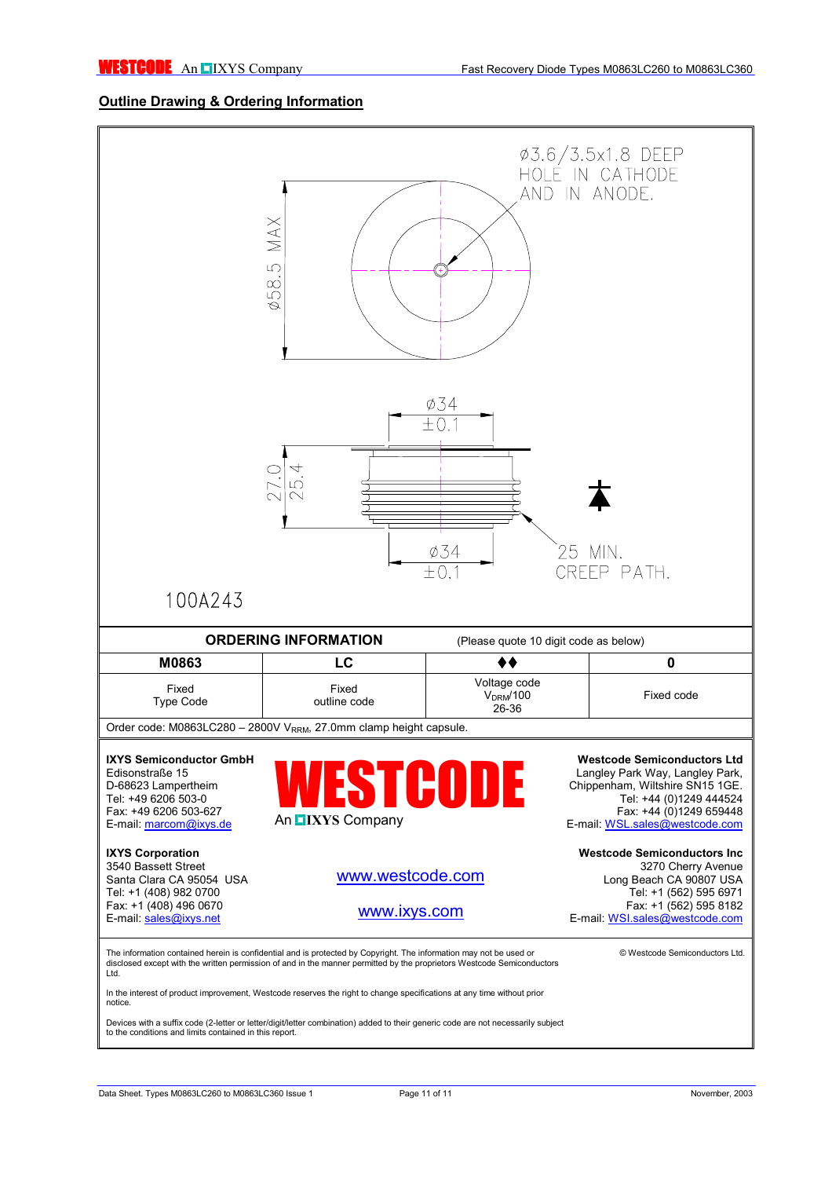## Outline Drawing & Ordering Information

Ø3.6/3.5x1.8 DEEP HOLE IN CATHODE AND IN ANODE.

Ø58.5 MAX

Ø34 ±0.1

27.0

25.4

Ø34 ±0.1

25 MIN. CREEP PATH.

100A243

**ORDERING INFORMATION** (Please quote 10 digit code as below)

| M0863 | LC | ♦♦ | 0 |
|---|---|---|---|
| Fixed Type Code | Fixed outline code | Voltage code $V_{DRM}$/100 26-36 | Fixed code |

Order code: M0863LC280 – 2800V $V_{RRM}$, 27.0mm clamp height capsule.

**IXYS Semiconductor GmbH**
Edisonstraße 15
D-68623 Lampertheim
Tel: +49 6206 503-0
Fax: +49 6206 503-627
E-mail: marcom@ixys.de

**WESTCODE**
An IXYS Company

**Westcode Semiconductors Ltd**
Langley Park Way, Langley Park,
Chippenham, Wiltshire SN15 1GE.
Tel: +44 (0)1249 444524
Fax: +44 (0)1249 659448
E-mail: WSL.sales@westcode.com

**IXYS Corporation**
3540 Bassett Street
Santa Clara CA 95054 USA
Tel: +1 (408) 982 0700
Fax: +1 (408) 496 0670
E-mail: sales@ixys.net

www.westcode.com

www.ixys.com

**Westcode Semiconductors Inc**
3270 Cherry Avenue
Long Beach CA 90807 USA
Tel: +1 (562) 595 6971
Fax: +1 (562) 595 8182
E-mail: WSI.sales@westcode.com

The information contained herein is confidential and is protected by Copyright. The information may not be used or disclosed except with the written permission of and in the manner permitted by the proprietors Westcode Semiconductors Ltd.

© Westcode Semiconductors Ltd.

In the interest of product improvement, Westcode reserves the right to change specifications at any time without prior notice.

Devices with a suffix code (2-letter or letter/digit/letter combination) added to their generic code are not necessarily subject to the conditions and limits contained in this report.